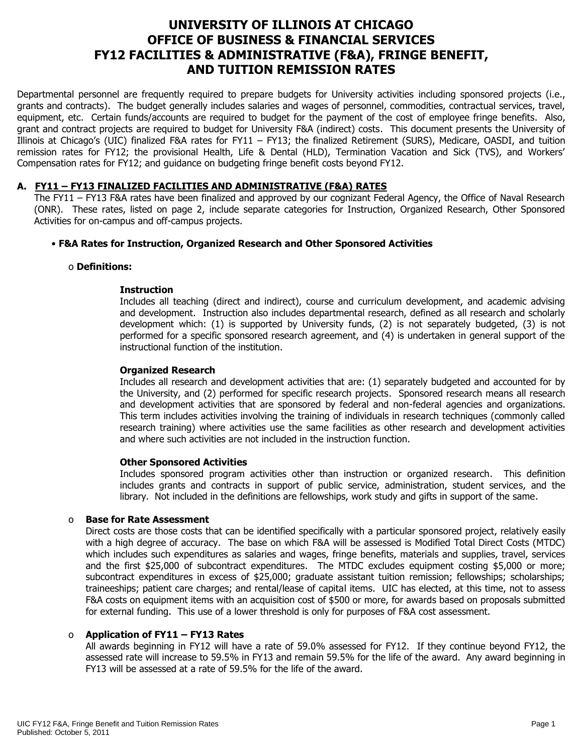# UNIVERSITY OF ILLINOIS AT CHICAGO
# OFFICE OF BUSINESS & FINANCIAL SERVICES
# FY12 FACILITIES & ADMINISTRATIVE (F&A), FRINGE BENEFIT, AND TUITION REMISSION RATES

Departmental personnel are frequently required to prepare budgets for University activities including sponsored projects (i.e., grants and contracts). The budget generally includes salaries and wages of personnel, commodities, contractual services, travel, equipment, etc. Certain funds/accounts are required to budget for the payment of the cost of employee fringe benefits. Also, grant and contract projects are required to budget for University F&A (indirect) costs. This document presents the University of Illinois at Chicago's (UIC) finalized F&A rates for FY11 – FY13; the finalized Retirement (SURS), Medicare, OASDI, and tuition remission rates for FY12; the provisional Health, Life & Dental (HLD), Termination Vacation and Sick (TVS), and Workers' Compensation rates for FY12; and guidance on budgeting fringe benefit costs beyond FY12.

## A. FY11 – FY13 FINALIZED FACILITIES AND ADMINISTRATIVE (F&A) RATES

The FY11 – FY13 F&A rates have been finalized and approved by our cognizant Federal Agency, the Office of Naval Research (ONR). These rates, listed on page 2, include separate categories for Instruction, Organized Research, Other Sponsored Activities for on-campus and off-campus projects.

- **F&A Rates for Instruction, Organized Research and Other Sponsored Activities**

  - **Definitions:**

    **Instruction**
    Includes all teaching (direct and indirect), course and curriculum development, and academic advising and development. Instruction also includes departmental research, defined as all research and scholarly development which: (1) is supported by University funds, (2) is not separately budgeted, (3) is not performed for a specific sponsored research agreement, and (4) is undertaken in general support of the instructional function of the institution.

    **Organized Research**
    Includes all research and development activities that are: (1) separately budgeted and accounted for by the University, and (2) performed for specific research projects. Sponsored research means all research and development activities that are sponsored by federal and non-federal agencies and organizations. This term includes activities involving the training of individuals in research techniques (commonly called research training) where activities use the same facilities as other research and development activities and where such activities are not included in the instruction function.

    **Other Sponsored Activities**
    Includes sponsored program activities other than instruction or organized research. This definition includes grants and contracts in support of public service, administration, student services, and the library. Not included in the definitions are fellowships, work study and gifts in support of the same.

  - **Base for Rate Assessment**
    Direct costs are those costs that can be identified specifically with a particular sponsored project, relatively easily with a high degree of accuracy. The base on which F&A will be assessed is Modified Total Direct Costs (MTDC) which includes such expenditures as salaries and wages, fringe benefits, materials and supplies, travel, services and the first $25,000 of subcontract expenditures. The MTDC excludes equipment costing $5,000 or more; subcontract expenditures in excess of $25,000; graduate assistant tuition remission; fellowships; scholarships; traineeships; patient care charges; and rental/lease of capital items. UIC has elected, at this time, not to assess F&A costs on equipment items with an acquisition cost of $500 or more, for awards based on proposals submitted for external funding. This use of a lower threshold is only for purposes of F&A cost assessment.

  - **Application of FY11 – FY13 Rates**
    All awards beginning in FY12 will have a rate of 59.0% assessed for FY12. If they continue beyond FY12, the assessed rate will increase to 59.5% in FY13 and remain 59.5% for the life of the award. Any award beginning in FY13 will be assessed at a rate of 59.5% for the life of the award.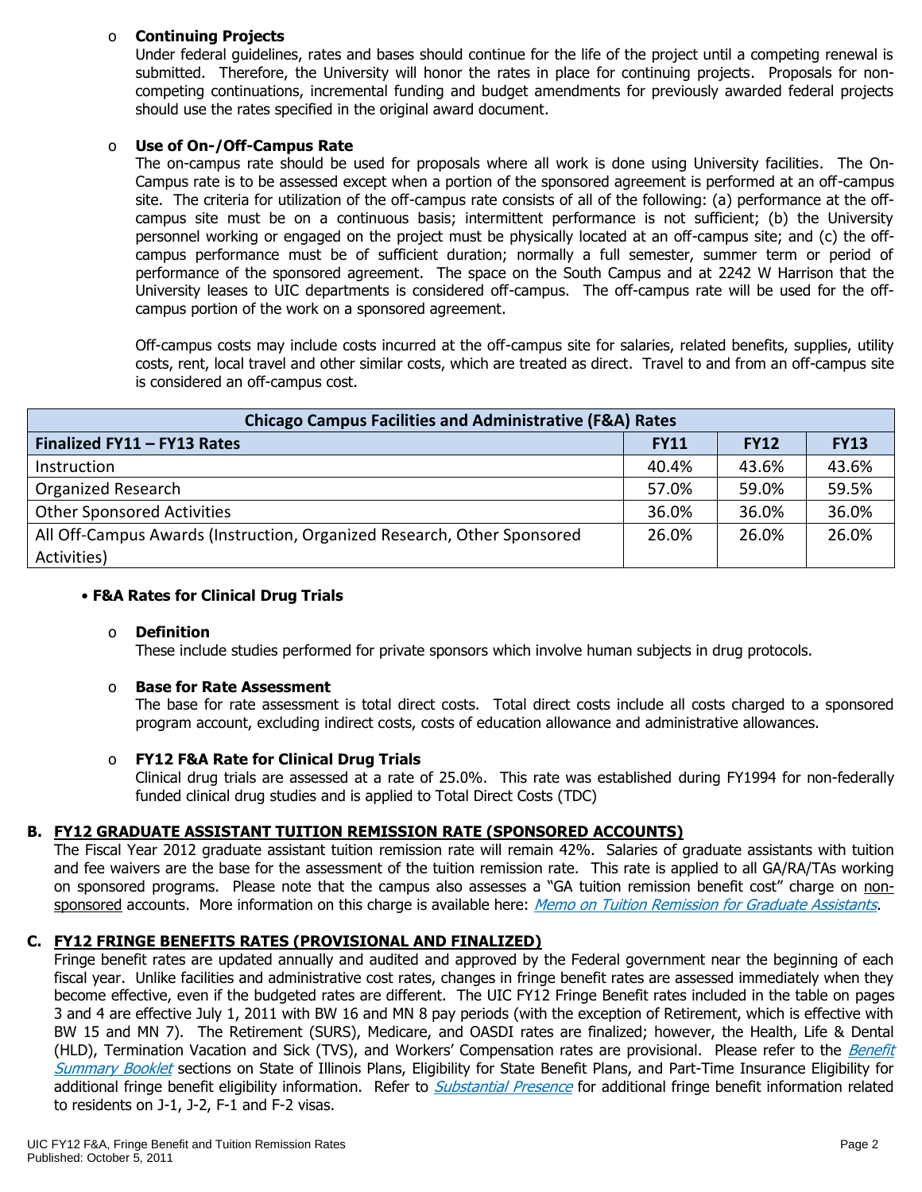- **Continuing Projects**
  Under federal guidelines, rates and bases should continue for the life of the project until a competing renewal is submitted. Therefore, the University will honor the rates in place for continuing projects. Proposals for non-competing continuations, incremental funding and budget amendments for previously awarded federal projects should use the rates specified in the original award document.

- **Use of On-/Off-Campus Rate**
  The on-campus rate should be used for proposals where all work is done using University facilities. The On-Campus rate is to be assessed except when a portion of the sponsored agreement is performed at an off-campus site. The criteria for utilization of the off-campus rate consists of all of the following: (a) performance at the off-campus site must be on a continuous basis; intermittent performance is not sufficient; (b) the University personnel working or engaged on the project must be physically located at an off-campus site; and (c) the off-campus performance must be of sufficient duration; normally a full semester, summer term or period of performance of the sponsored agreement. The space on the South Campus and at 2242 W Harrison that the University leases to UIC departments is considered off-campus. The off-campus rate will be used for the off-campus portion of the work on a sponsored agreement.

  Off-campus costs may include costs incurred at the off-campus site for salaries, related benefits, supplies, utility costs, rent, local travel and other similar costs, which are treated as direct. Travel to and from an off-campus site is considered an off-campus cost.

| Chicago Campus Facilities and Administrative (F&A) Rates | | | |
|---|---|---|---|
| **Finalized FY11 – FY13 Rates** | **FY11** | **FY12** | **FY13** |
| Instruction | 40.4% | 43.6% | 43.6% |
| Organized Research | 57.0% | 59.0% | 59.5% |
| Other Sponsored Activities | 36.0% | 36.0% | 36.0% |
| All Off-Campus Awards (Instruction, Organized Research, Other Sponsored Activities) | 26.0% | 26.0% | 26.0% |

- **F&A Rates for Clinical Drug Trials**

  - **Definition**
    These include studies performed for private sponsors which involve human subjects in drug protocols.

  - **Base for Rate Assessment**
    The base for rate assessment is total direct costs. Total direct costs include all costs charged to a sponsored program account, excluding indirect costs, costs of education allowance and administrative allowances.

  - **FY12 F&A Rate for Clinical Drug Trials**
    Clinical drug trials are assessed at a rate of 25.0%. This rate was established during FY1994 for non-federally funded clinical drug studies and is applied to Total Direct Costs (TDC)

## B. FY12 GRADUATE ASSISTANT TUITION REMISSION RATE (SPONSORED ACCOUNTS)

The Fiscal Year 2012 graduate assistant tuition remission rate will remain 42%. Salaries of graduate assistants with tuition and fee waivers are the base for the assessment of the tuition remission rate. This rate is applied to all GA/RA/TAs working on sponsored programs. Please note that the campus also assesses a "GA tuition remission benefit cost" charge on non-sponsored accounts. More information on this charge is available here: *Memo on Tuition Remission for Graduate Assistants*.

## C. FY12 FRINGE BENEFITS RATES (PROVISIONAL AND FINALIZED)

Fringe benefit rates are updated annually and audited and approved by the Federal government near the beginning of each fiscal year. Unlike facilities and administrative cost rates, changes in fringe benefit rates are assessed immediately when they become effective, even if the budgeted rates are different. The UIC FY12 Fringe Benefit rates included in the table on pages 3 and 4 are effective July 1, 2011 with BW 16 and MN 8 pay periods (with the exception of Retirement, which is effective with BW 15 and MN 7). The Retirement (SURS), Medicare, and OASDI rates are finalized; however, the Health, Life & Dental (HLD), Termination Vacation and Sick (TVS), and Workers' Compensation rates are provisional. Please refer to the *Benefit Summary Booklet* sections on State of Illinois Plans, Eligibility for State Benefit Plans, and Part-Time Insurance Eligibility for additional fringe benefit eligibility information. Refer to *Substantial Presence* for additional fringe benefit information related to residents on J-1, J-2, F-1 and F-2 visas.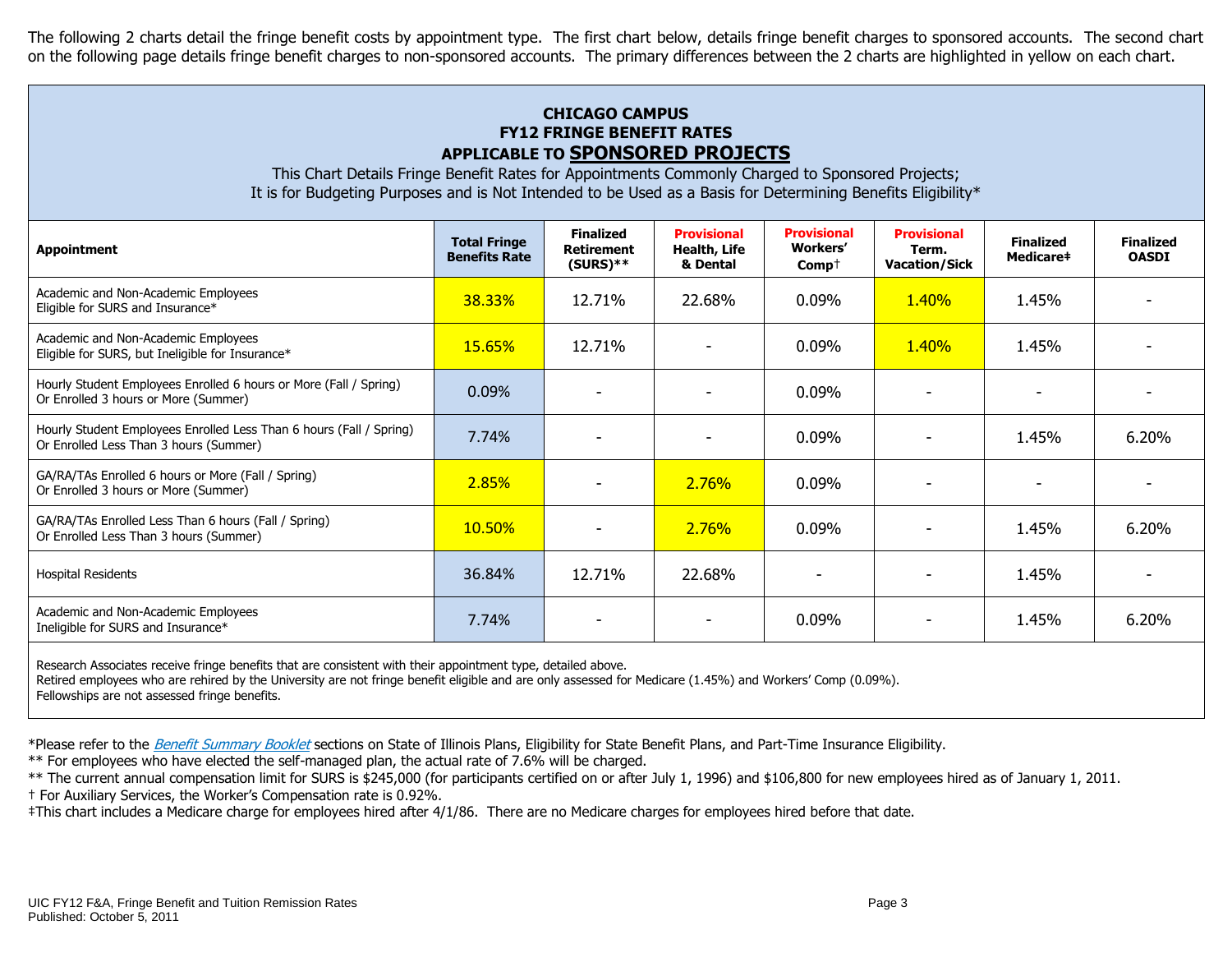The following 2 charts detail the fringe benefit costs by appointment type. The first chart below, details fringe benefit charges to sponsored accounts. The second chart on the following page details fringe benefit charges to non-sponsored accounts. The primary differences between the 2 charts are highlighted in yellow on each chart.

## CHICAGO CAMPUS
## FY12 FRINGE BENEFIT RATES
## APPLICABLE TO SPONSORED PROJECTS

This Chart Details Fringe Benefit Rates for Appointments Commonly Charged to Sponsored Projects;
It is for Budgeting Purposes and is Not Intended to be Used as a Basis for Determining Benefits Eligibility*

| Appointment | Total Fringe Benefits Rate | Finalized Retirement (SURS)** | Provisional Health, Life & Dental | Provisional Workers' Comp† | Provisional Term. Vacation/Sick | Finalized Medicare‡ | Finalized OASDI |
|---|---|---|---|---|---|---|---|
| Academic and Non-Academic Employees Eligible for SURS and Insurance* | 38.33% | 12.71% | 22.68% | 0.09% | 1.40% | 1.45% | - |
| Academic and Non-Academic Employees Eligible for SURS, but Ineligible for Insurance* | 15.65% | 12.71% | - | 0.09% | 1.40% | 1.45% | - |
| Hourly Student Employees Enrolled 6 hours or More (Fall / Spring) Or Enrolled 3 hours or More (Summer) | 0.09% | - | - | 0.09% | - | - | - |
| Hourly Student Employees Enrolled Less Than 6 hours (Fall / Spring) Or Enrolled Less Than 3 hours (Summer) | 7.74% | - | - | 0.09% | - | 1.45% | 6.20% |
| GA/RA/TAs Enrolled 6 hours or More (Fall / Spring) Or Enrolled 3 hours or More (Summer) | 2.85% | - | 2.76% | 0.09% | - | - | - |
| GA/RA/TAs Enrolled Less Than 6 hours (Fall / Spring) Or Enrolled Less Than 3 hours (Summer) | 10.50% | - | 2.76% | 0.09% | - | 1.45% | 6.20% |
| Hospital Residents | 36.84% | 12.71% | 22.68% | - | - | 1.45% | - |
| Academic and Non-Academic Employees Ineligible for SURS and Insurance* | 7.74% | - | - | 0.09% | - | 1.45% | 6.20% |

Research Associates receive fringe benefits that are consistent with their appointment type, detailed above.
Retired employees who are rehired by the University are not fringe benefit eligible and are only assessed for Medicare (1.45%) and Workers' Comp (0.09%).
Fellowships are not assessed fringe benefits.

*Please refer to the *Benefit Summary Booklet* sections on State of Illinois Plans, Eligibility for State Benefit Plans, and Part-Time Insurance Eligibility.
** For employees who have elected the self-managed plan, the actual rate of 7.6% will be charged.
** The current annual compensation limit for SURS is $245,000 (for participants certified on or after July 1, 1996) and $106,800 for new employees hired as of January 1, 2011.
† For Auxiliary Services, the Worker's Compensation rate is 0.92%.
‡This chart includes a Medicare charge for employees hired after 4/1/86. There are no Medicare charges for employees hired before that date.

UIC FY12 F&A, Fringe Benefit and Tuition Remission Rates
Published: October 5, 2011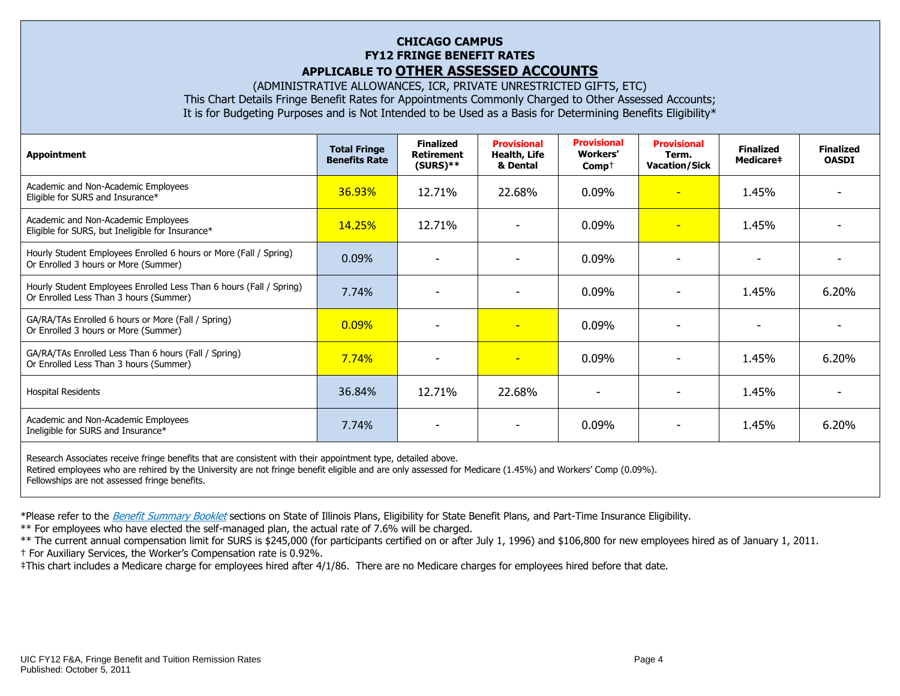# CHICAGO CAMPUS
## FY12 FRINGE BENEFIT RATES
## APPLICABLE TO OTHER ASSESSED ACCOUNTS

(ADMINISTRATIVE ALLOWANCES, ICR, PRIVATE UNRESTRICTED GIFTS, ETC)
This Chart Details Fringe Benefit Rates for Appointments Commonly Charged to Other Assessed Accounts;
It is for Budgeting Purposes and is Not Intended to be Used as a Basis for Determining Benefits Eligibility*

| Appointment | Total Fringe Benefits Rate | Finalized Retirement (SURS)** | Provisional Health, Life & Dental | Provisional Workers' Comp† | Provisional Term. Vacation/Sick | Finalized Medicare‡ | Finalized OASDI |
|---|---|---|---|---|---|---|---|
| Academic and Non-Academic Employees Eligible for SURS and Insurance* | 36.93% | 12.71% | 22.68% | 0.09% | - | 1.45% | - |
| Academic and Non-Academic Employees Eligible for SURS, but Ineligible for Insurance* | 14.25% | 12.71% | - | 0.09% | - | 1.45% | - |
| Hourly Student Employees Enrolled 6 hours or More (Fall / Spring) Or Enrolled 3 hours or More (Summer) | 0.09% | - | - | 0.09% | - | - | - |
| Hourly Student Employees Enrolled Less Than 6 hours (Fall / Spring) Or Enrolled Less Than 3 hours (Summer) | 7.74% | - | - | 0.09% | - | 1.45% | 6.20% |
| GA/RA/TAs Enrolled 6 hours or More (Fall / Spring) Or Enrolled 3 hours or More (Summer) | 0.09% | - | - | 0.09% | - | - | - |
| GA/RA/TAs Enrolled Less Than 6 hours (Fall / Spring) Or Enrolled Less Than 3 hours (Summer) | 7.74% | - | - | 0.09% | - | 1.45% | 6.20% |
| Hospital Residents | 36.84% | 12.71% | 22.68% | - | - | 1.45% | - |
| Academic and Non-Academic Employees Ineligible for SURS and Insurance* | 7.74% | - | - | 0.09% | - | 1.45% | 6.20% |

Research Associates receive fringe benefits that are consistent with their appointment type, detailed above.
Retired employees who are rehired by the University are not fringe benefit eligible and are only assessed for Medicare (1.45%) and Workers' Comp (0.09%).
Fellowships are not assessed fringe benefits.

*Please refer to the *Benefit Summary Booklet* sections on State of Illinois Plans, Eligibility for State Benefit Plans, and Part-Time Insurance Eligibility.

** For employees who have elected the self-managed plan, the actual rate of 7.6% will be charged.

** The current annual compensation limit for SURS is $245,000 (for participants certified on or after July 1, 1996) and $106,800 for new employees hired as of January 1, 2011.

† For Auxiliary Services, the Worker's Compensation rate is 0.92%.

‡This chart includes a Medicare charge for employees hired after 4/1/86. There are no Medicare charges for employees hired before that date.

UIC FY12 F&A, Fringe Benefit and Tuition Remission Rates
Published: October 5, 2011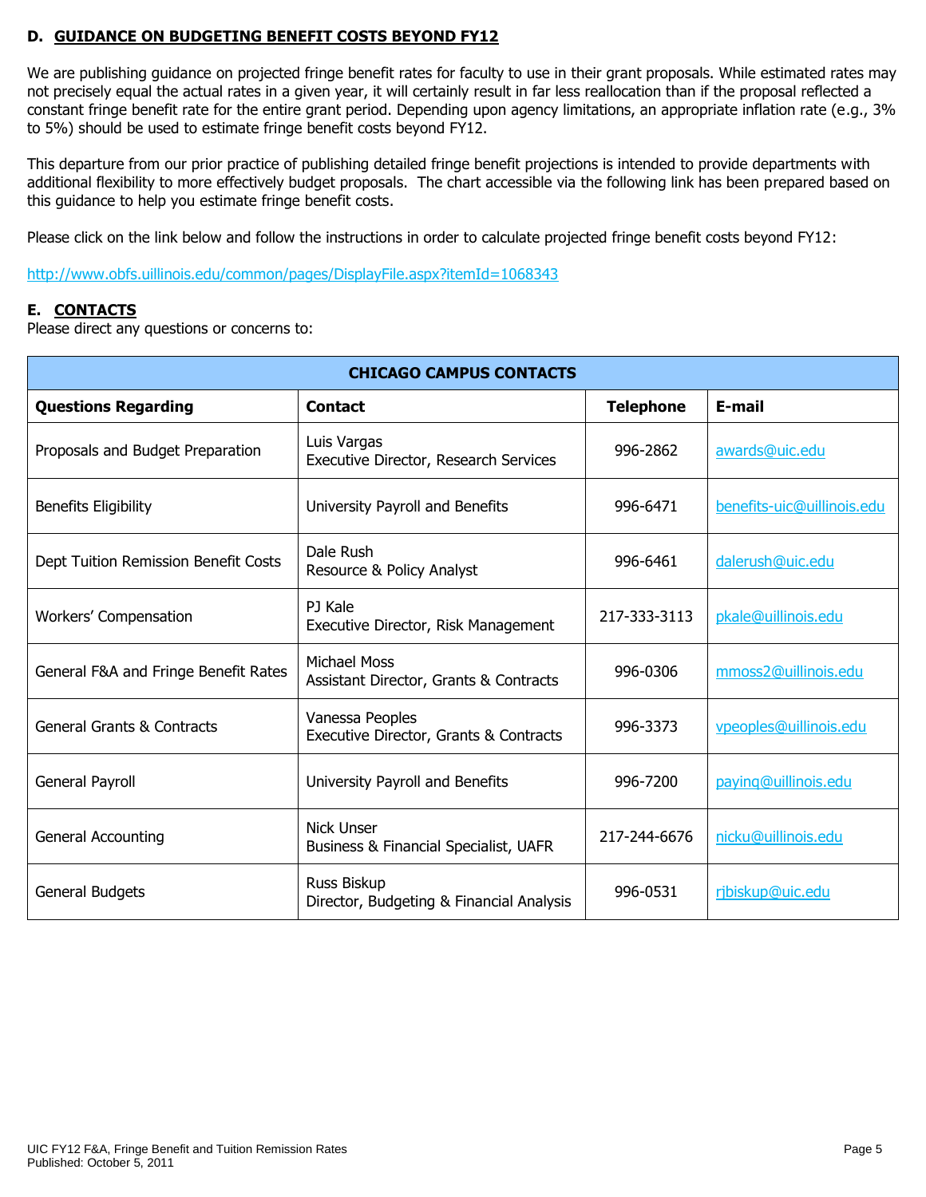## D. GUIDANCE ON BUDGETING BENEFIT COSTS BEYOND FY12

We are publishing guidance on projected fringe benefit rates for faculty to use in their grant proposals. While estimated rates may not precisely equal the actual rates in a given year, it will certainly result in far less reallocation than if the proposal reflected a constant fringe benefit rate for the entire grant period. Depending upon agency limitations, an appropriate inflation rate (e.g., 3% to 5%) should be used to estimate fringe benefit costs beyond FY12.

This departure from our prior practice of publishing detailed fringe benefit projections is intended to provide departments with additional flexibility to more effectively budget proposals. The chart accessible via the following link has been prepared based on this guidance to help you estimate fringe benefit costs.

Please click on the link below and follow the instructions in order to calculate projected fringe benefit costs beyond FY12:

http://www.obfs.uillinois.edu/common/pages/DisplayFile.aspx?itemId=1068343

## E. CONTACTS

Please direct any questions or concerns to:

| CHICAGO CAMPUS CONTACTS | | | |
|---|---|---|---|
| **Questions Regarding** | **Contact** | **Telephone** | **E-mail** |
| Proposals and Budget Preparation | Luis Vargas<br>Executive Director, Research Services | 996-2862 | awards@uic.edu |
| Benefits Eligibility | University Payroll and Benefits | 996-6471 | benefits-uic@uillinois.edu |
| Dept Tuition Remission Benefit Costs | Dale Rush<br>Resource & Policy Analyst | 996-6461 | dalerush@uic.edu |
| Workers' Compensation | PJ Kale<br>Executive Director, Risk Management | 217-333-3113 | pkale@uillinois.edu |
| General F&A and Fringe Benefit Rates | Michael Moss<br>Assistant Director, Grants & Contracts | 996-0306 | mmoss2@uillinois.edu |
| General Grants & Contracts | Vanessa Peoples<br>Executive Director, Grants & Contracts | 996-3373 | vpeoples@uillinois.edu |
| General Payroll | University Payroll and Benefits | 996-7200 | payinq@uillinois.edu |
| General Accounting | Nick Unser<br>Business & Financial Specialist, UAFR | 217-244-6676 | nicku@uillinois.edu |
| General Budgets | Russ Biskup<br>Director, Budgeting & Financial Analysis | 996-0531 | rjbiskup@uic.edu |